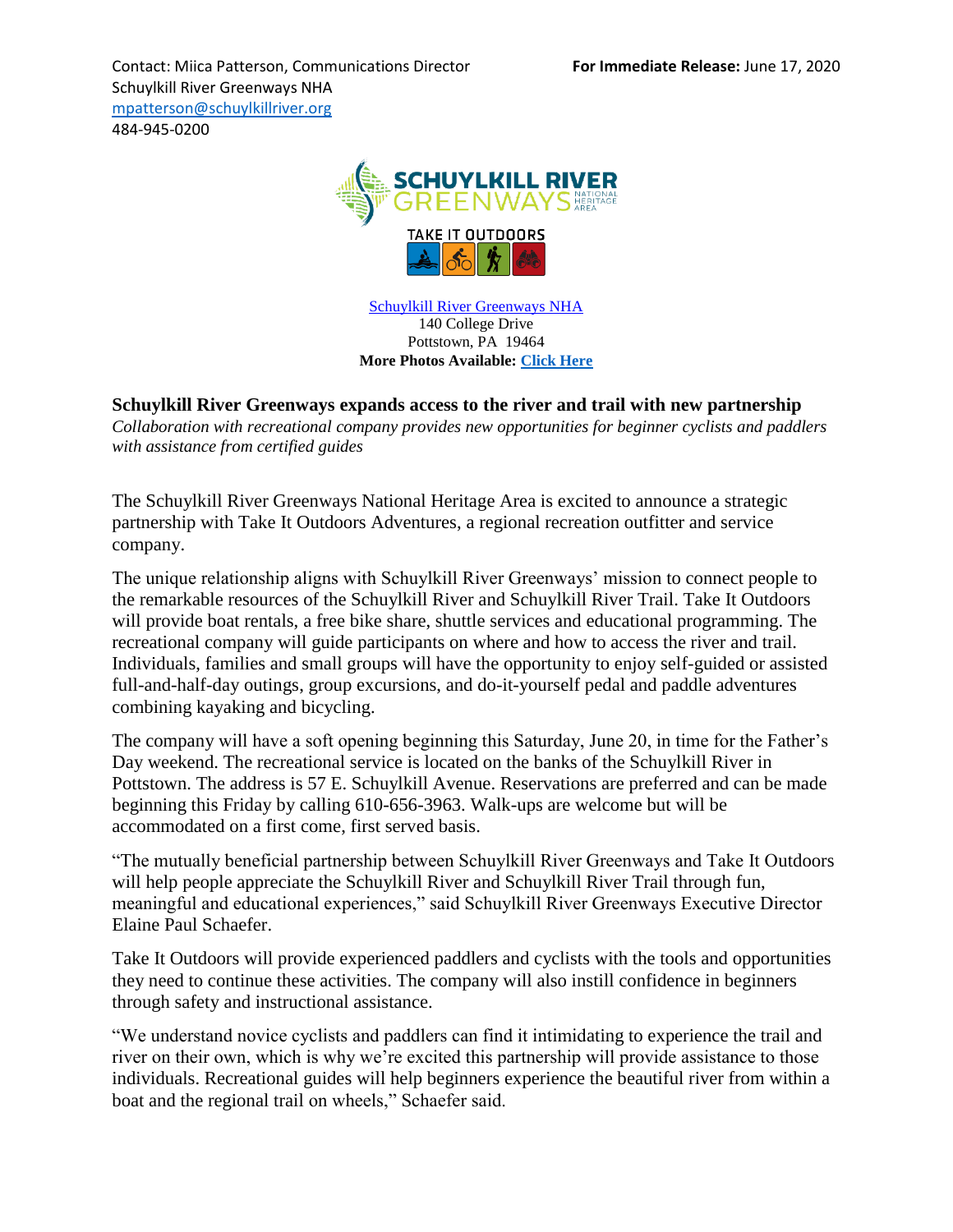Contact: Miica Patterson, Communications Director
Schuylkill River Greenways NHA
mpatterson@schuylkillriver.org
484-945-0200

**For Immediate Release:** June 17, 2020

Schuylkill River Greenways NHA
140 College Drive
Pottstown, PA 19464
**More Photos Available: Click Here**

# Schuylkill River Greenways expands access to the river and trail with new partnership

*Collaboration with recreational company provides new opportunities for beginner cyclists and paddlers with assistance from certified guides*

The Schuylkill River Greenways National Heritage Area is excited to announce a strategic partnership with Take It Outdoors Adventures, a regional recreation outfitter and service company.

The unique relationship aligns with Schuylkill River Greenways' mission to connect people to the remarkable resources of the Schuylkill River and Schuylkill River Trail. Take It Outdoors will provide boat rentals, a free bike share, shuttle services and educational programming. The recreational company will guide participants on where and how to access the river and trail. Individuals, families and small groups will have the opportunity to enjoy self-guided or assisted full-and-half-day outings, group excursions, and do-it-yourself pedal and paddle adventures combining kayaking and bicycling.

The company will have a soft opening beginning this Saturday, June 20, in time for the Father's Day weekend. The recreational service is located on the banks of the Schuylkill River in Pottstown. The address is 57 E. Schuylkill Avenue. Reservations are preferred and can be made beginning this Friday by calling 610-656-3963. Walk-ups are welcome but will be accommodated on a first come, first served basis.

"The mutually beneficial partnership between Schuylkill River Greenways and Take It Outdoors will help people appreciate the Schuylkill River and Schuylkill River Trail through fun, meaningful and educational experiences," said Schuylkill River Greenways Executive Director Elaine Paul Schaefer.

Take It Outdoors will provide experienced paddlers and cyclists with the tools and opportunities they need to continue these activities. The company will also instill confidence in beginners through safety and instructional assistance.

"We understand novice cyclists and paddlers can find it intimidating to experience the trail and river on their own, which is why we're excited this partnership will provide assistance to those individuals. Recreational guides will help beginners experience the beautiful river from within a boat and the regional trail on wheels," Schaefer said.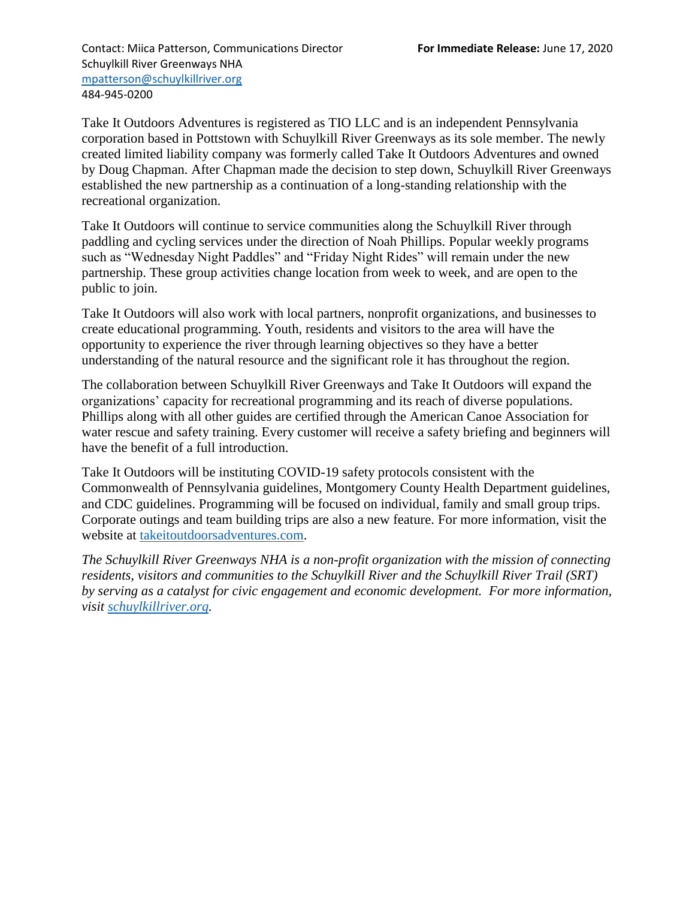Contact: Miica Patterson, Communications Director
Schuylkill River Greenways NHA
[mpatterson@schuylkillriver.org](mailto:mpatterson@schuylkillriver.org)
484-945-0200

**For Immediate Release:** June 17, 2020

Take It Outdoors Adventures is registered as TIO LLC and is an independent Pennsylvania corporation based in Pottstown with Schuylkill River Greenways as its sole member. The newly created limited liability company was formerly called Take It Outdoors Adventures and owned by Doug Chapman. After Chapman made the decision to step down, Schuylkill River Greenways established the new partnership as a continuation of a long-standing relationship with the recreational organization.

Take It Outdoors will continue to service communities along the Schuylkill River through paddling and cycling services under the direction of Noah Phillips. Popular weekly programs such as "Wednesday Night Paddles" and "Friday Night Rides" will remain under the new partnership. These group activities change location from week to week, and are open to the public to join.

Take It Outdoors will also work with local partners, nonprofit organizations, and businesses to create educational programming. Youth, residents and visitors to the area will have the opportunity to experience the river through learning objectives so they have a better understanding of the natural resource and the significant role it has throughout the region.

The collaboration between Schuylkill River Greenways and Take It Outdoors will expand the organizations' capacity for recreational programming and its reach of diverse populations. Phillips along with all other guides are certified through the American Canoe Association for water rescue and safety training. Every customer will receive a safety briefing and beginners will have the benefit of a full introduction.

Take It Outdoors will be instituting COVID-19 safety protocols consistent with the Commonwealth of Pennsylvania guidelines, Montgomery County Health Department guidelines, and CDC guidelines. Programming will be focused on individual, family and small group trips. Corporate outings and team building trips are also a new feature. For more information, visit the website at [takeitoutdoorsadventures.com](http://takeitoutdoorsadventures.com).

*The Schuylkill River Greenways NHA is a non-profit organization with the mission of connecting residents, visitors and communities to the Schuylkill River and the Schuylkill River Trail (SRT) by serving as a catalyst for civic engagement and economic development. For more information, visit [schuylkillriver.org](http://schuylkillriver.org).*